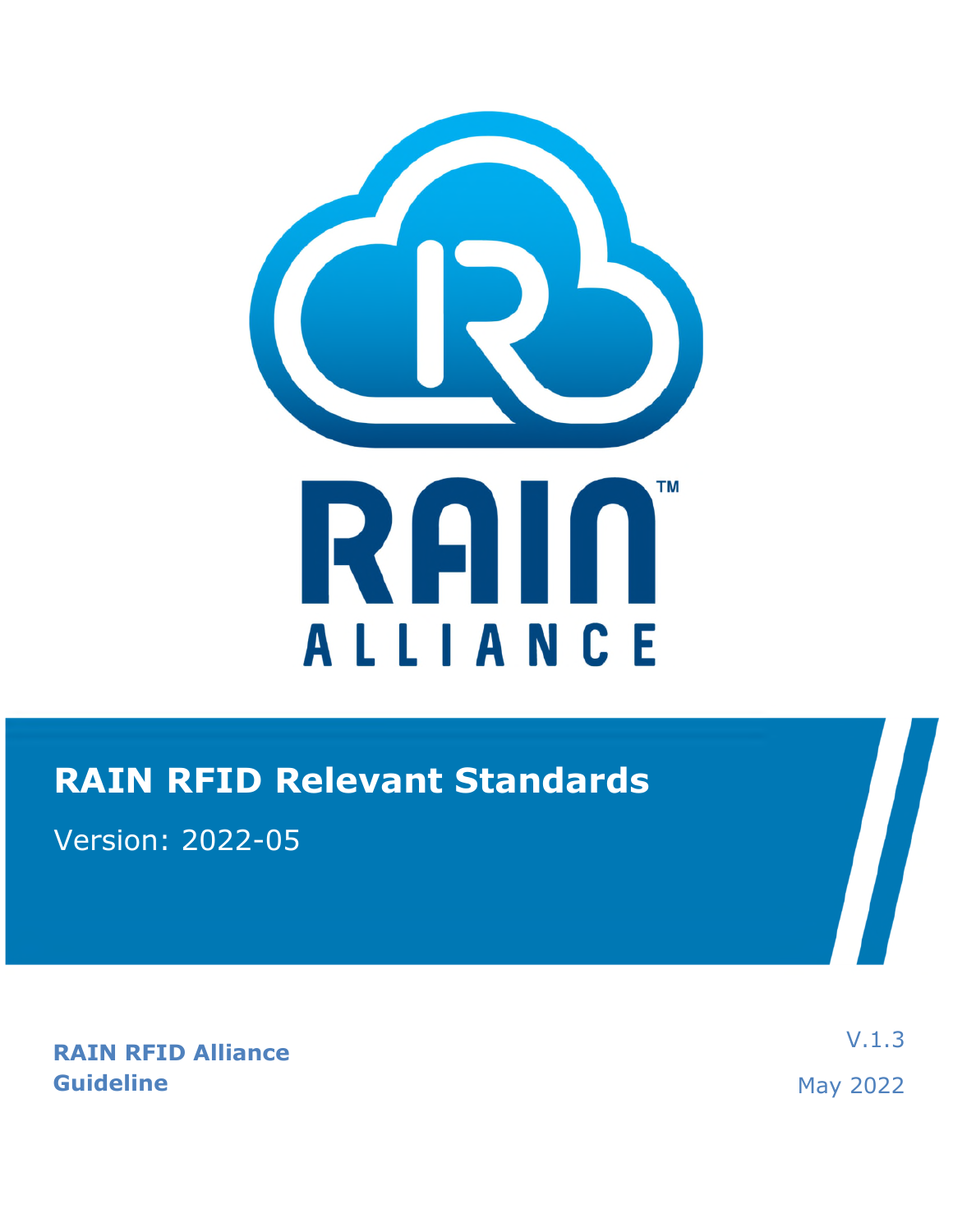RAIN™
ALLIANCE

# RAIN RFID Relevant Standards

Version: 2022-05

**RAIN RFID Alliance**
**Guideline**

V.1.3

May 2022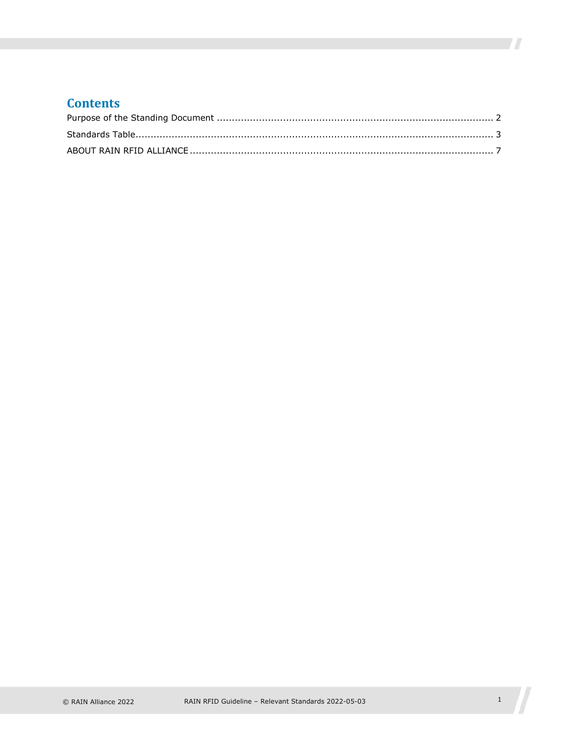## Contents

Purpose of the Standing Document ........................................................................................ 2

Standards Table.................................................................................................................... 3

ABOUT RAIN RFID ALLIANCE .................................................................................................. 7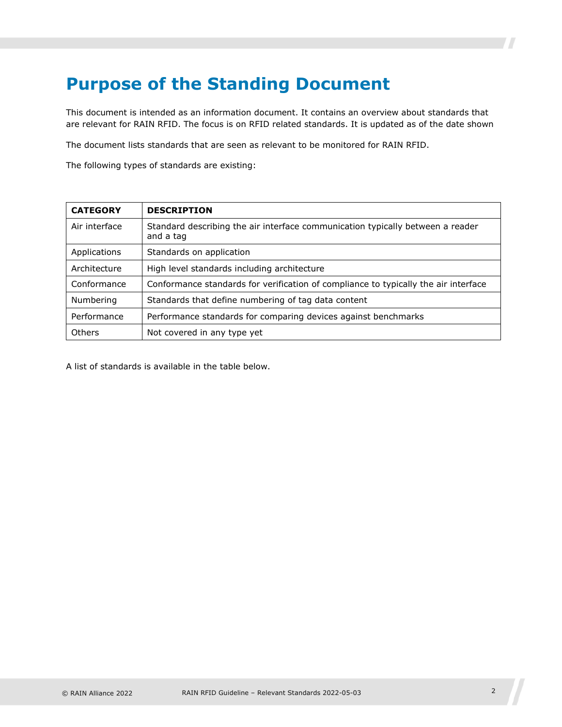# Purpose of the Standing Document

This document is intended as an information document. It contains an overview about standards that are relevant for RAIN RFID. The focus is on RFID related standards. It is updated as of the date shown

The document lists standards that are seen as relevant to be monitored for RAIN RFID.

The following types of standards are existing:

| CATEGORY | DESCRIPTION |
|---|---|
| Air interface | Standard describing the air interface communication typically between a reader and a tag |
| Applications | Standards on application |
| Architecture | High level standards including architecture |
| Conformance | Conformance standards for verification of compliance to typically the air interface |
| Numbering | Standards that define numbering of tag data content |
| Performance | Performance standards for comparing devices against benchmarks |
| Others | Not covered in any type yet |

A list of standards is available in the table below.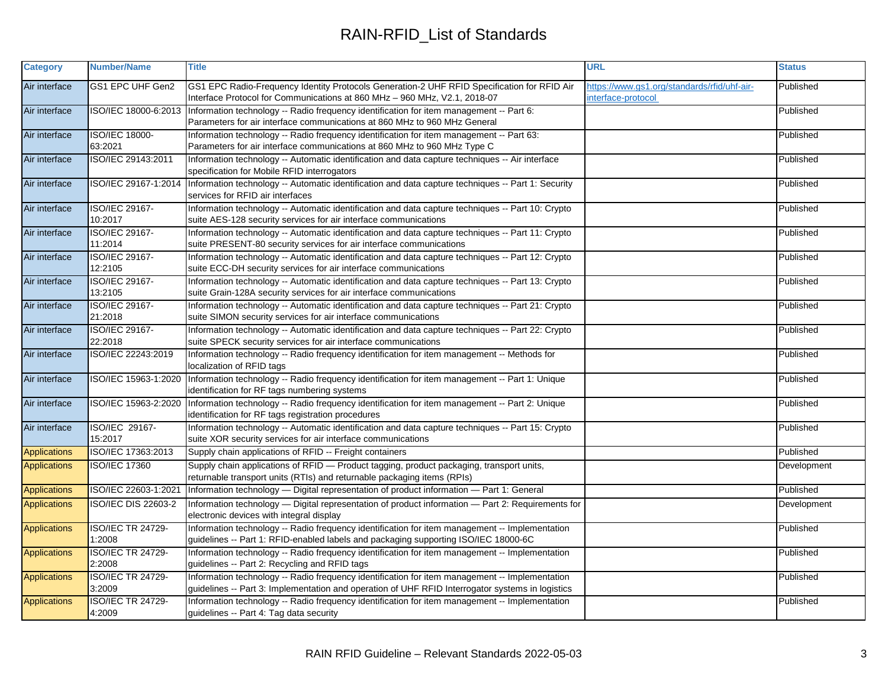# RAIN-RFID_List of Standards

| Category | Number/Name | Title | URL | Status |
|---|---|---|---|---|
| Air interface | GS1 EPC UHF Gen2 | GS1 EPC Radio-Frequency Identity Protocols Generation-2 UHF RFID Specification for RFID Air Interface Protocol for Communications at 860 MHz – 960 MHz, V2.1, 2018-07 | https://www.gs1.org/standards/rfid/uhf-air-interface-protocol | Published |
| Air interface | ISO/IEC 18000-6:2013 | Information technology -- Radio frequency identification for item management -- Part 6: Parameters for air interface communications at 860 MHz to 960 MHz General | | Published |
| Air interface | ISO/IEC 18000-63:2021 | Information technology -- Radio frequency identification for item management -- Part 63: Parameters for air interface communications at 860 MHz to 960 MHz Type C | | Published |
| Air interface | ISO/IEC 29143:2011 | Information technology -- Automatic identification and data capture techniques -- Air interface specification for Mobile RFID interrogators | | Published |
| Air interface | ISO/IEC 29167-1:2014 | Information technology -- Automatic identification and data capture techniques -- Part 1: Security services for RFID air interfaces | | Published |
| Air interface | ISO/IEC 29167-10:2017 | Information technology -- Automatic identification and data capture techniques -- Part 10: Crypto suite AES-128 security services for air interface communications | | Published |
| Air interface | ISO/IEC 29167-11:2014 | Information technology -- Automatic identification and data capture techniques -- Part 11: Crypto suite PRESENT-80 security services for air interface communications | | Published |
| Air interface | ISO/IEC 29167-12:2105 | Information technology -- Automatic identification and data capture techniques -- Part 12: Crypto suite ECC-DH security services for air interface communications | | Published |
| Air interface | ISO/IEC 29167-13:2105 | Information technology -- Automatic identification and data capture techniques -- Part 13: Crypto suite Grain-128A security services for air interface communications | | Published |
| Air interface | ISO/IEC 29167-21:2018 | Information technology -- Automatic identification and data capture techniques -- Part 21: Crypto suite SIMON security services for air interface communications | | Published |
| Air interface | ISO/IEC 29167-22:2018 | Information technology -- Automatic identification and data capture techniques -- Part 22: Crypto suite SPECK security services for air interface communications | | Published |
| Air interface | ISO/IEC 22243:2019 | Information technology -- Radio frequency identification for item management -- Methods for localization of RFID tags | | Published |
| Air interface | ISO/IEC 15963-1:2020 | Information technology -- Radio frequency identification for item management -- Part 1: Unique identification for RF tags numbering systems | | Published |
| Air interface | ISO/IEC 15963-2:2020 | Information technology -- Radio frequency identification for item management -- Part 2: Unique identification for RF tags registration procedures | | Published |
| Air interface | ISO/IEC 29167-15:2017 | Information technology -- Automatic identification and data capture techniques -- Part 15: Crypto suite XOR security services for air interface communications | | Published |
| Applications | ISO/IEC 17363:2013 | Supply chain applications of RFID -- Freight containers | | Published |
| Applications | ISO/IEC 17360 | Supply chain applications of RFID — Product tagging, product packaging, transport units, returnable transport units (RTIs) and returnable packaging items (RPIs) | | Development |
| Applications | ISO/IEC 22603-1:2021 | Information technology — Digital representation of product information — Part 1: General | | Published |
| Applications | ISO/IEC DIS 22603-2 | Information technology — Digital representation of product information — Part 2: Requirements for electronic devices with integral display | | Development |
| Applications | ISO/IEC TR 24729-1:2008 | Information technology -- Radio frequency identification for item management -- Implementation guidelines -- Part 1: RFID-enabled labels and packaging supporting ISO/IEC 18000-6C | | Published |
| Applications | ISO/IEC TR 24729-2:2008 | Information technology -- Radio frequency identification for item management -- Implementation guidelines -- Part 2: Recycling and RFID tags | | Published |
| Applications | ISO/IEC TR 24729-3:2009 | Information technology -- Radio frequency identification for item management -- Implementation guidelines -- Part 3: Implementation and operation of UHF RFID Interrogator systems in logistics | | Published |
| Applications | ISO/IEC TR 24729-4:2009 | Information technology -- Radio frequency identification for item management -- Implementation guidelines -- Part 4: Tag data security | | Published |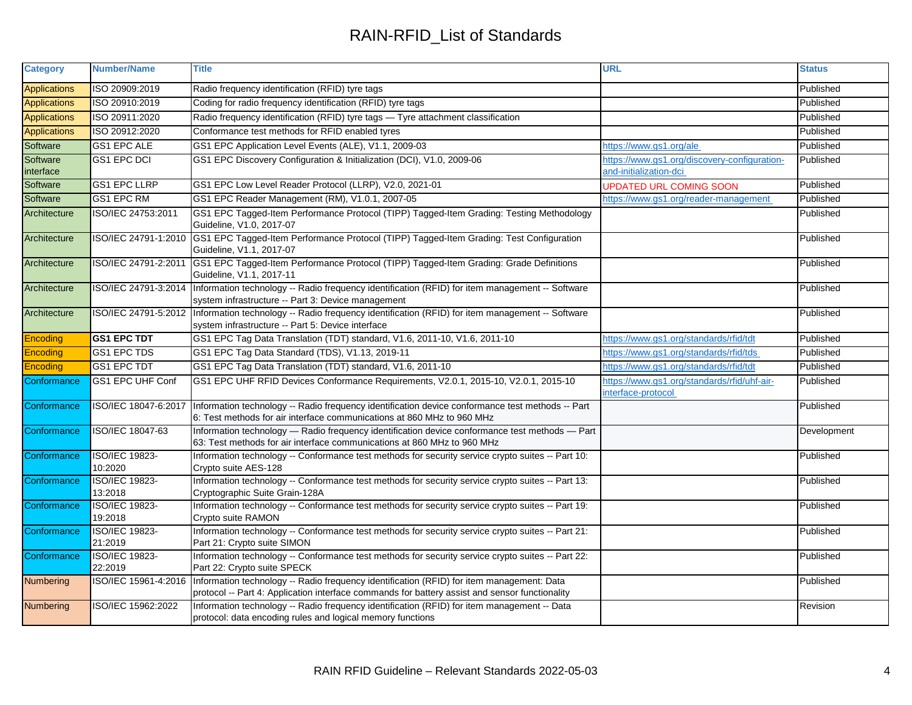# RAIN-RFID_List of Standards

| Category | Number/Name | Title | URL | Status |
|---|---|---|---|---|
| Applications | ISO 20909:2019 | Radio frequency identification (RFID) tyre tags | | Published |
| Applications | ISO 20910:2019 | Coding for radio frequency identification (RFID) tyre tags | | Published |
| Applications | ISO 20911:2020 | Radio frequency identification (RFID) tyre tags — Tyre attachment classification | | Published |
| Applications | ISO 20912:2020 | Conformance test methods for RFID enabled tyres | | Published |
| Software | GS1 EPC ALE | GS1 EPC Application Level Events (ALE), V1.1, 2009-03 | https://www.gs1.org/ale | Published |
| Software interface | GS1 EPC DCI | GS1 EPC Discovery Configuration & Initialization (DCI), V1.0, 2009-06 | https://www.gs1.org/discovery-configuration-and-initialization-dci | Published |
| Software | GS1 EPC LLRP | GS1 EPC Low Level Reader Protocol (LLRP), V2.0, 2021-01 | UPDATED URL COMING SOON | Published |
| Software | GS1 EPC RM | GS1 EPC Reader Management (RM), V1.0.1, 2007-05 | https://www.gs1.org/reader-management | Published |
| Architecture | ISO/IEC 24753:2011 | GS1 EPC Tagged-Item Performance Protocol (TIPP) Tagged-Item Grading: Testing Methodology Guideline, V1.0, 2017-07 | | Published |
| Architecture | ISO/IEC 24791-1:2010 | GS1 EPC Tagged-Item Performance Protocol (TIPP) Tagged-Item Grading: Test Configuration Guideline, V1.1, 2017-07 | | Published |
| Architecture | ISO/IEC 24791-2:2011 | GS1 EPC Tagged-Item Performance Protocol (TIPP) Tagged-Item Grading: Grade Definitions Guideline, V1.1, 2017-11 | | Published |
| Architecture | ISO/IEC 24791-3:2014 | Information technology -- Radio frequency identification (RFID) for item management -- Software system infrastructure -- Part 3: Device management | | Published |
| Architecture | ISO/IEC 24791-5:2012 | Information technology -- Radio frequency identification (RFID) for item management -- Software system infrastructure -- Part 5: Device interface | | Published |
| Encoding | **GS1 EPC TDT** | GS1 EPC Tag Data Translation (TDT) standard, V1.6, 2011-10, V1.6, 2011-10 | https://www.gs1.org/standards/rfid/tdt | Published |
| Encoding | GS1 EPC TDS | GS1 EPC Tag Data Standard (TDS), V1.13, 2019-11 | https://www.gs1.org/standards/rfid/tds | Published |
| Encoding | GS1 EPC TDT | GS1 EPC Tag Data Translation (TDT) standard, V1.6, 2011-10 | https://www.gs1.org/standards/rfid/tdt | Published |
| Conformance | GS1 EPC UHF Conf | GS1 EPC UHF RFID Devices Conformance Requirements, V2.0.1, 2015-10, V2.0.1, 2015-10 | https://www.gs1.org/standards/rfid/uhf-air-interface-protocol | Published |
| Conformance | ISO/IEC 18047-6:2017 | Information technology -- Radio frequency identification device conformance test methods -- Part 6: Test methods for air interface communications at 860 MHz to 960 MHz | | Published |
| Conformance | ISO/IEC 18047-63 | Information technology — Radio frequency identification device conformance test methods — Part 63: Test methods for air interface communications at 860 MHz to 960 MHz | | Development |
| Conformance | ISO/IEC 19823-10:2020 | Information technology -- Conformance test methods for security service crypto suites -- Part 10: Crypto suite AES-128 | | Published |
| Conformance | ISO/IEC 19823-13:2018 | Information technology -- Conformance test methods for security service crypto suites -- Part 13: Cryptographic Suite Grain-128A | | Published |
| Conformance | ISO/IEC 19823-19:2018 | Information technology -- Conformance test methods for security service crypto suites -- Part 19: Crypto suite RAMON | | Published |
| Conformance | ISO/IEC 19823-21:2019 | Information technology -- Conformance test methods for security service crypto suites -- Part 21: Part 21: Crypto suite SIMON | | Published |
| Conformance | ISO/IEC 19823-22:2019 | Information technology -- Conformance test methods for security service crypto suites -- Part 22: Part 22: Crypto suite SPECK | | Published |
| Numbering | ISO/IEC 15961-4:2016 | Information technology -- Radio frequency identification (RFID) for item management: Data protocol -- Part 4: Application interface commands for battery assist and sensor functionality | | Published |
| Numbering | ISO/IEC 15962:2022 | Information technology -- Radio frequency identification (RFID) for item management -- Data protocol: data encoding rules and logical memory functions | | Revision |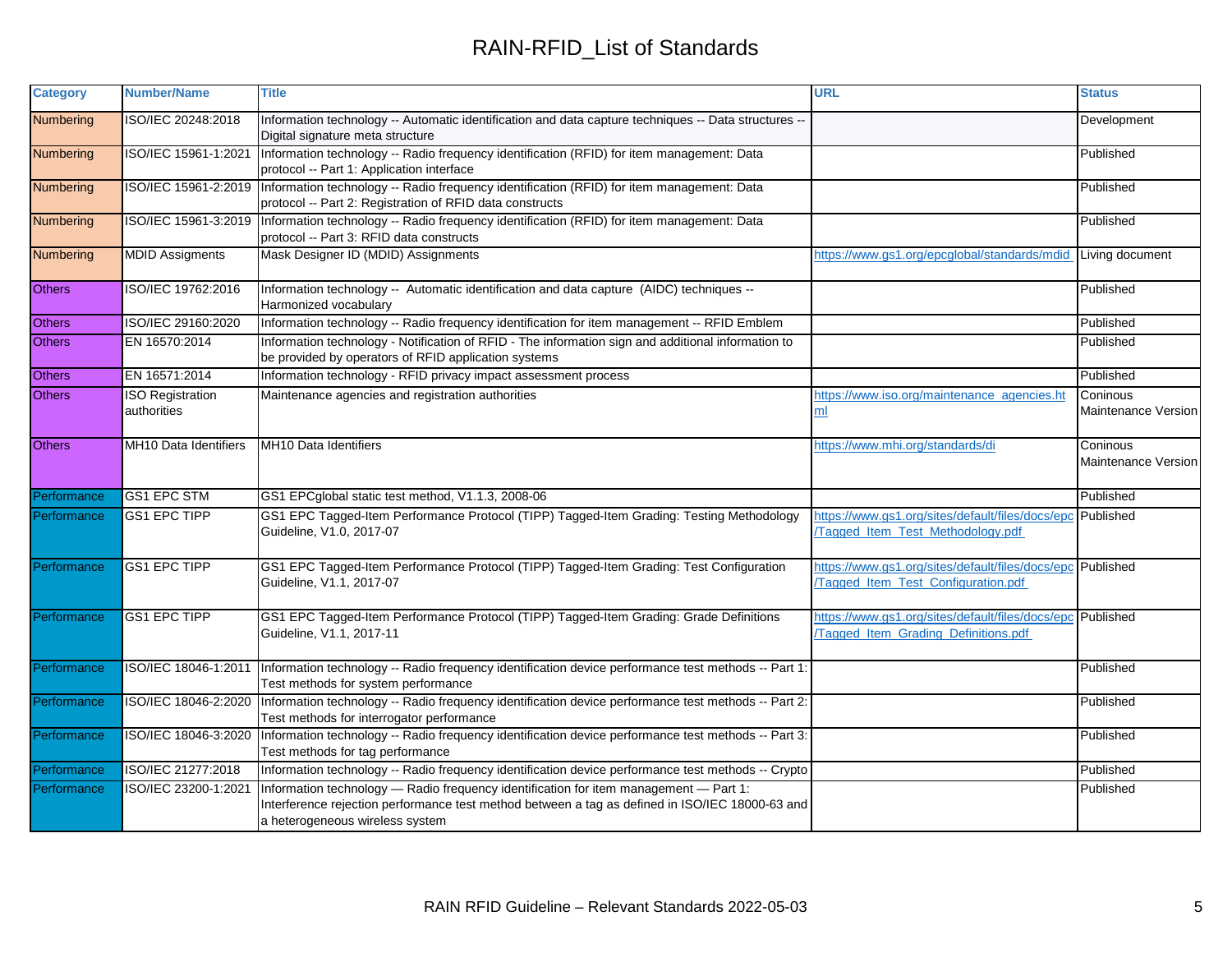# RAIN-RFID_List of Standards

| Category | Number/Name | Title | URL | Status |
|---|---|---|---|---|
| Numbering | ISO/IEC 20248:2018 | Information technology -- Automatic identification and data capture techniques -- Data structures -- Digital signature meta structure | | Development |
| Numbering | ISO/IEC 15961-1:2021 | Information technology -- Radio frequency identification (RFID) for item management: Data protocol -- Part 1: Application interface | | Published |
| Numbering | ISO/IEC 15961-2:2019 | Information technology -- Radio frequency identification (RFID) for item management: Data protocol -- Part 2: Registration of RFID data constructs | | Published |
| Numbering | ISO/IEC 15961-3:2019 | Information technology -- Radio frequency identification (RFID) for item management: Data protocol -- Part 3: RFID data constructs | | Published |
| Numbering | MDID Assigments | Mask Designer ID (MDID) Assignments | https://www.gs1.org/epcglobal/standards/mdid | Living document |
| Others | ISO/IEC 19762:2016 | Information technology -- Automatic identification and data capture (AIDC) techniques -- Harmonized vocabulary | | Published |
| Others | ISO/IEC 29160:2020 | Information technology -- Radio frequency identification for item management -- RFID Emblem | | Published |
| Others | EN 16570:2014 | Information technology - Notification of RFID - The information sign and additional information to be provided by operators of RFID application systems | | Published |
| Others | EN 16571:2014 | Information technology - RFID privacy impact assessment process | | Published |
| Others | ISO Registration authorities | Maintenance agencies and registration authorities | https://www.iso.org/maintenance_agencies.html | Coninous Maintenance Version |
| Others | MH10 Data Identifiers | MH10 Data Identifiers | https://www.mhi.org/standards/di | Coninous Maintenance Version |
| Performance | GS1 EPC STM | GS1 EPCglobal static test method, V1.1.3, 2008-06 | | Published |
| Performance | GS1 EPC TIPP | GS1 EPC Tagged-Item Performance Protocol (TIPP) Tagged-Item Grading: Testing Methodology Guideline, V1.0, 2017-07 | https://www.gs1.org/sites/default/files/docs/epc/Tagged_Item_Test_Methodology.pdf | Published |
| Performance | GS1 EPC TIPP | GS1 EPC Tagged-Item Performance Protocol (TIPP) Tagged-Item Grading: Test Configuration Guideline, V1.1, 2017-07 | https://www.gs1.org/sites/default/files/docs/epc/Tagged_Item_Test_Configuration.pdf | Published |
| Performance | GS1 EPC TIPP | GS1 EPC Tagged-Item Performance Protocol (TIPP) Tagged-Item Grading: Grade Definitions Guideline, V1.1, 2017-11 | https://www.gs1.org/sites/default/files/docs/epc/Tagged_Item_Grading_Definitions.pdf | Published |
| Performance | ISO/IEC 18046-1:2011 | Information technology -- Radio frequency identification device performance test methods -- Part 1: Test methods for system performance | | Published |
| Performance | ISO/IEC 18046-2:2020 | Information technology -- Radio frequency identification device performance test methods -- Part 2: Test methods for interrogator performance | | Published |
| Performance | ISO/IEC 18046-3:2020 | Information technology -- Radio frequency identification device performance test methods -- Part 3: Test methods for tag performance | | Published |
| Performance | ISO/IEC 21277:2018 | Information technology -- Radio frequency identification device performance test methods -- Crypto | | Published |
| Performance | ISO/IEC 23200-1:2021 | Information technology — Radio frequency identification for item management — Part 1: Interference rejection performance test method between a tag as defined in ISO/IEC 18000-63 and a heterogeneous wireless system | | Published |

RAIN RFID Guideline – Relevant Standards 2022-05-03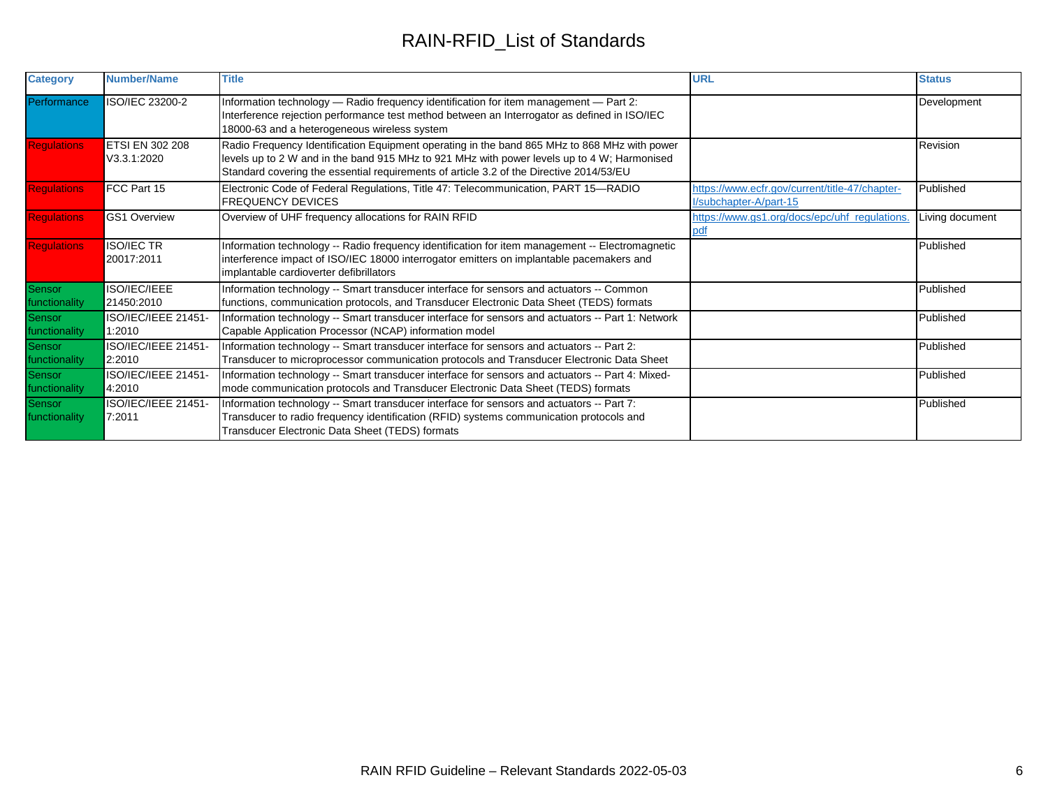# RAIN-RFID_List of Standards

| Category | Number/Name | Title | URL | Status |
|---|---|---|---|---|
| Performance | ISO/IEC 23200-2 | Information technology — Radio frequency identification for item management — Part 2: Interference rejection performance test method between an Interrogator as defined in ISO/IEC 18000-63 and a heterogeneous wireless system | | Development |
| Regulations | ETSI EN 302 208 V3.3.1:2020 | Radio Frequency Identification Equipment operating in the band 865 MHz to 868 MHz with power levels up to 2 W and in the band 915 MHz to 921 MHz with power levels up to 4 W; Harmonised Standard covering the essential requirements of article 3.2 of the Directive 2014/53/EU | | Revision |
| Regulations | FCC Part 15 | Electronic Code of Federal Regulations, Title 47: Telecommunication, PART 15—RADIO FREQUENCY DEVICES | https://www.ecfr.gov/current/title-47/chapter-I/subchapter-A/part-15 | Published |
| Regulations | GS1 Overview | Overview of UHF frequency allocations for RAIN RFID | https://www.gs1.org/docs/epc/uhf_regulations.pdf | Living document |
| Regulations | ISO/IEC TR 20017:2011 | Information technology -- Radio frequency identification for item management -- Electromagnetic interference impact of ISO/IEC 18000 interrogator emitters on implantable pacemakers and implantable cardioverter defibrillators | | Published |
| Sensor functionality | ISO/IEC/IEEE 21450:2010 | Information technology -- Smart transducer interface for sensors and actuators -- Common functions, communication protocols, and Transducer Electronic Data Sheet (TEDS) formats | | Published |
| Sensor functionality | ISO/IEC/IEEE 21451-1:2010 | Information technology -- Smart transducer interface for sensors and actuators -- Part 1: Network Capable Application Processor (NCAP) information model | | Published |
| Sensor functionality | ISO/IEC/IEEE 21451-2:2010 | Information technology -- Smart transducer interface for sensors and actuators -- Part 2: Transducer to microprocessor communication protocols and Transducer Electronic Data Sheet | | Published |
| Sensor functionality | ISO/IEC/IEEE 21451-4:2010 | Information technology -- Smart transducer interface for sensors and actuators -- Part 4: Mixed-mode communication protocols and Transducer Electronic Data Sheet (TEDS) formats | | Published |
| Sensor functionality | ISO/IEC/IEEE 21451-7:2011 | Information technology -- Smart transducer interface for sensors and actuators -- Part 7: Transducer to radio frequency identification (RFID) systems communication protocols and Transducer Electronic Data Sheet (TEDS) formats | | Published |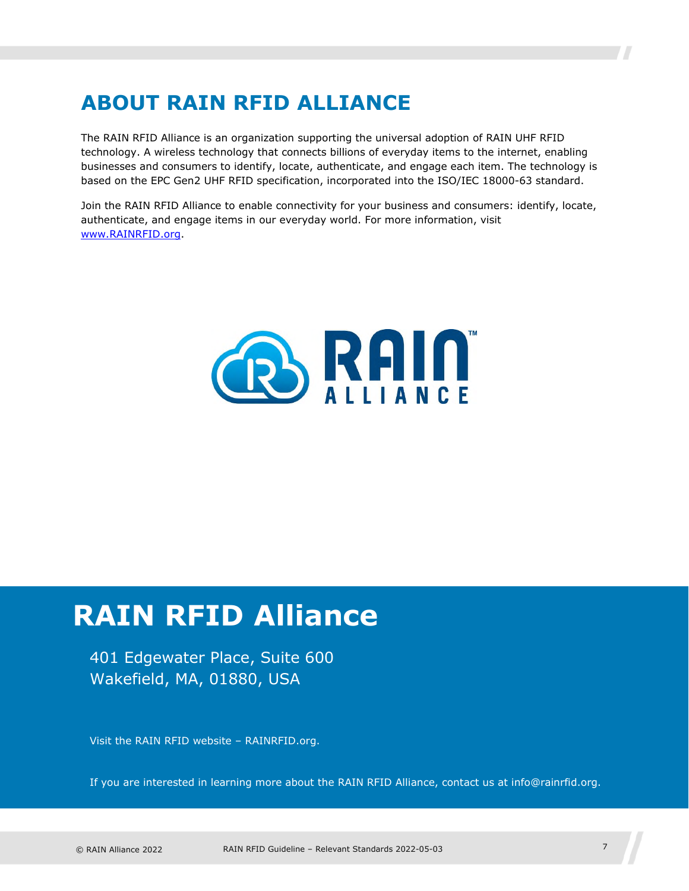# ABOUT RAIN RFID ALLIANCE

The RAIN RFID Alliance is an organization supporting the universal adoption of RAIN UHF RFID technology. A wireless technology that connects billions of everyday items to the internet, enabling businesses and consumers to identify, locate, authenticate, and engage each item. The technology is based on the EPC Gen2 UHF RFID specification, incorporated into the ISO/IEC 18000-63 standard.

Join the RAIN RFID Alliance to enable connectivity for your business and consumers: identify, locate, authenticate, and engage items in our everyday world. For more information, visit www.RAINRFID.org.

# RAIN RFID Alliance

401 Edgewater Place, Suite 600
Wakefield, MA, 01880, USA

Visit the RAIN RFID website – RAINRFID.org.

If you are interested in learning more about the RAIN RFID Alliance, contact us at info@rainrfid.org.